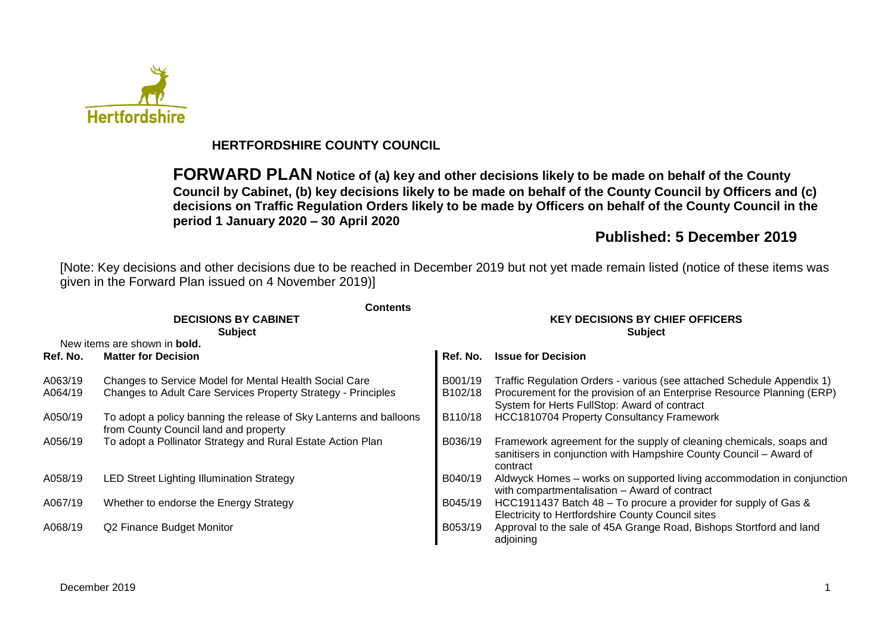# HERTFORDSHIRE COUNTY COUNCIL

**FORWARD PLAN Notice of (a) key and other decisions likely to be made on behalf of the County Council by Cabinet, (b) key decisions likely to be made on behalf of the County Council by Officers and (c) decisions on Traffic Regulation Orders likely to be made by Officers on behalf of the County Council in the period 1 January 2020 – 30 April 2020**

**Published: 5 December 2019**

[Note: Key decisions and other decisions due to be reached in December 2019 but not yet made remain listed (notice of these items was given in the Forward Plan issued on 4 November 2019)]

**Contents**

**DECISIONS BY CABINET**
**Subject**

New items are shown in **bold.**

| Ref. No. | Matter for Decision |
|---|---|
| A063/19 | Changes to Service Model for Mental Health Social Care |
| A064/19 | Changes to Adult Care Services Property Strategy - Principles |
| A050/19 | To adopt a policy banning the release of Sky Lanterns and balloons from County Council land and property |
| A056/19 | To adopt a Pollinator Strategy and Rural Estate Action Plan |
| A058/19 | LED Street Lighting Illumination Strategy |
| A067/19 | Whether to endorse the Energy Strategy |
| A068/19 | Q2 Finance Budget Monitor |

**KEY DECISIONS BY CHIEF OFFICERS**
**Subject**

| Ref. No. | Issue for Decision |
|---|---|
| B001/19 | Traffic Regulation Orders - various (see attached Schedule Appendix 1) |
| B102/18 | Procurement for the provision of an Enterprise Resource Planning (ERP) System for Herts FullStop: Award of contract |
| B110/18 | HCC1810704 Property Consultancy Framework |
| B036/19 | Framework agreement for the supply of cleaning chemicals, soaps and sanitisers in conjunction with Hampshire County Council – Award of contract |
| B040/19 | Aldwyck Homes – works on supported living accommodation in conjunction with compartmentalisation – Award of contract |
| B045/19 | HCC1911437 Batch 48 – To procure a provider for supply of Gas & Electricity to Hertfordshire County Council sites |
| B053/19 | Approval to the sale of 45A Grange Road, Bishops Stortford and land adjoining |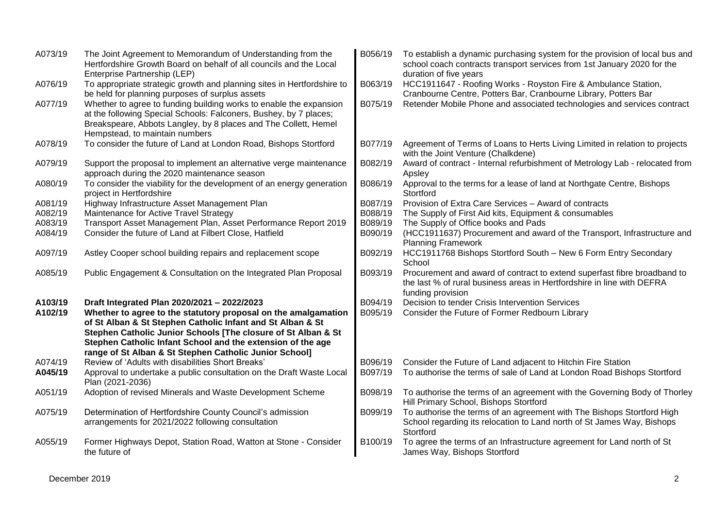| | | | |
|---|---|---|---|
| A073/19 | The Joint Agreement to Memorandum of Understanding from the Hertfordshire Growth Board on behalf of all councils and the Local Enterprise Partnership (LEP) | B056/19 | To establish a dynamic purchasing system for the provision of local bus and school coach contracts transport services from 1st January 2020 for the duration of five years |
| A076/19 | To appropriate strategic growth and planning sites in Hertfordshire to be held for planning purposes of surplus assets | B063/19 | HCC1911647 - Roofing Works - Royston Fire & Ambulance Station, Cranbourne Centre, Potters Bar, Cranbourne Library, Potters Bar |
| A077/19 | Whether to agree to funding building works to enable the expansion at the following Special Schools: Falconers, Bushey, by 7 places; Breakspeare, Abbots Langley, by 8 places and The Collett, Hemel Hempstead, to maintain numbers | B075/19 | Retender Mobile Phone and associated technologies and services contract |
| A078/19 | To consider the future of Land at London Road, Bishops Stortford | B077/19 | Agreement of Terms of Loans to Herts Living Limited in relation to projects with the Joint Venture (Chalkdene) |
| A079/19 | Support the proposal to implement an alternative verge maintenance approach during the 2020 maintenance season | B082/19 | Award of contract - Internal refurbishment of Metrology Lab - relocated from Apsley |
| A080/19 | To consider the viability for the development of an energy generation project in Hertfordshire | B086/19 | Approval to the terms for a lease of land at Northgate Centre, Bishops Stortford |
| A081/19 | Highway Infrastructure Asset Management Plan | B087/19 | Provision of Extra Care Services – Award of contracts |
| A082/19 | Maintenance for Active Travel Strategy | B088/19 | The Supply of First Aid kits, Equipment & consumables |
| A083/19 | Transport Asset Management Plan, Asset Performance Report 2019 | B089/19 | The Supply of Office books and Pads |
| A084/19 | Consider the future of Land at Filbert Close, Hatfield | B090/19 | (HCC1911637) Procurement and award of the Transport, Infrastructure and Planning Framework |
| A097/19 | Astley Cooper school building repairs and replacement scope | B092/19 | HCC1911768 Bishops Stortford South – New 6 Form Entry Secondary School |
| A085/19 | Public Engagement & Consultation on the Integrated Plan Proposal | B093/19 | Procurement and award of contract to extend superfast fibre broadband to the last % of rural business areas in Hertfordshire in line with DEFRA funding provision |
| **A103/19** | **Draft Integrated Plan 2020/2021 – 2022/2023** | B094/19 | Decision to tender Crisis Intervention Services |
| **A102/19** | **Whether to agree to the statutory proposal on the amalgamation of St Alban & St Stephen Catholic Infant and St Alban & St Stephen Catholic Junior Schools [The closure of St Alban & St Stephen Catholic Infant School and the extension of the age range of St Alban & St Stephen Catholic Junior School]** | B095/19 | Consider the Future of Former Redbourn Library |
| A074/19 | Review of 'Adults with disabilities Short Breaks' | B096/19 | Consider the Future of Land adjacent to Hitchin Fire Station |
| **A045/19** | Approval to undertake a public consultation on the Draft Waste Local Plan (2021-2036) | B097/19 | To authorise the terms of sale of Land at London Road Bishops Stortford |
| A051/19 | Adoption of revised Minerals and Waste Development Scheme | B098/19 | To authorise the terms of an agreement with the Governing Body of Thorley Hill Primary School, Bishops Stortford |
| A075/19 | Determination of Hertfordshire County Council's admission arrangements for 2021/2022 following consultation | B099/19 | To authorise the terms of an agreement with The Bishops Stortford High School regarding its relocation to Land north of St James Way, Bishops Stortford |
| A055/19 | Former Highways Depot, Station Road, Watton at Stone - Consider the future of | B100/19 | To agree the terms of an Infrastructure agreement for Land north of St James Way, Bishops Stortford |

December 2019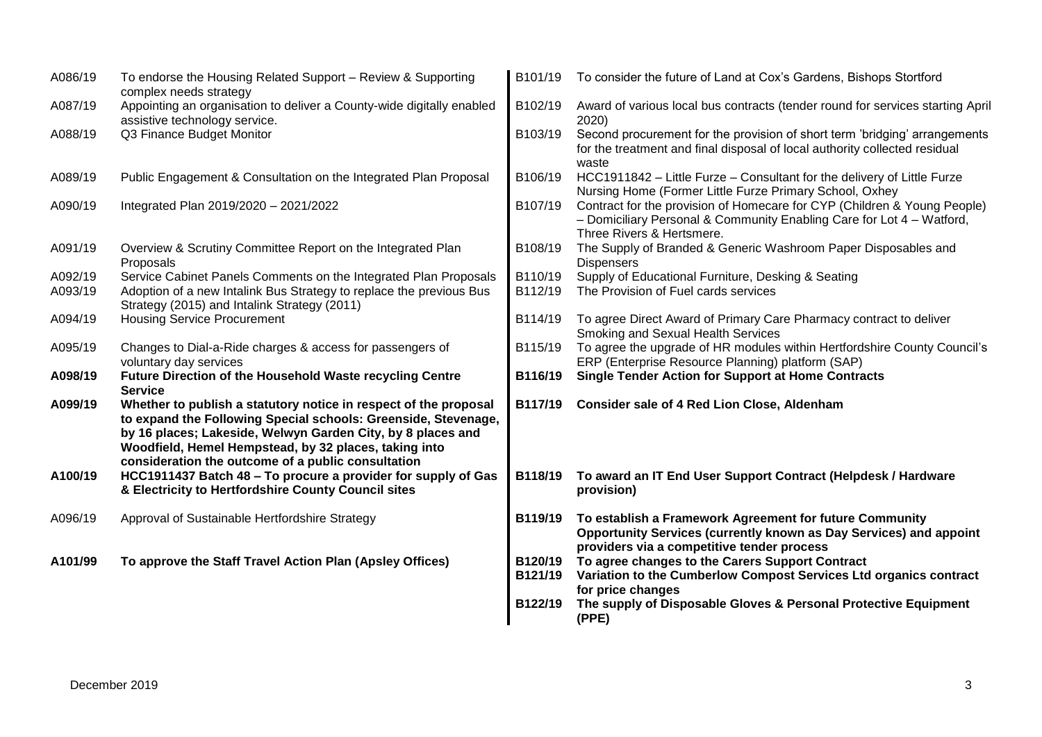| | | | |
|---|---|---|---|
| A086/19 | To endorse the Housing Related Support – Review & Supporting complex needs strategy | B101/19 | To consider the future of Land at Cox's Gardens, Bishops Stortford |
| A087/19 | Appointing an organisation to deliver a County-wide digitally enabled assistive technology service. | B102/19 | Award of various local bus contracts (tender round for services starting April 2020) |
| A088/19 | Q3 Finance Budget Monitor | B103/19 | Second procurement for the provision of short term 'bridging' arrangements for the treatment and final disposal of local authority collected residual waste |
| A089/19 | Public Engagement & Consultation on the Integrated Plan Proposal | B106/19 | HCC1911842 – Little Furze – Consultant for the delivery of Little Furze Nursing Home (Former Little Furze Primary School, Oxhey |
| A090/19 | Integrated Plan 2019/2020 – 2021/2022 | B107/19 | Contract for the provision of Homecare for CYP (Children & Young People) – Domiciliary Personal & Community Enabling Care for Lot 4 – Watford, Three Rivers & Hertsmere. |
| A091/19 | Overview & Scrutiny Committee Report on the Integrated Plan Proposals | B108/19 | The Supply of Branded & Generic Washroom Paper Disposables and Dispensers |
| A092/19 | Service Cabinet Panels Comments on the Integrated Plan Proposals | B110/19 | Supply of Educational Furniture, Desking & Seating |
| A093/19 | Adoption of a new Intalink Bus Strategy to replace the previous Bus Strategy (2015) and Intalink Strategy (2011) | B112/19 | The Provision of Fuel cards services |
| A094/19 | Housing Service Procurement | B114/19 | To agree Direct Award of Primary Care Pharmacy contract to deliver Smoking and Sexual Health Services |
| A095/19 | Changes to Dial-a-Ride charges & access for passengers of voluntary day services | B115/19 | To agree the upgrade of HR modules within Hertfordshire County Council's ERP (Enterprise Resource Planning) platform (SAP) |
| **A098/19** | **Future Direction of the Household Waste recycling Centre Service** | **B116/19** | **Single Tender Action for Support at Home Contracts** |
| **A099/19** | **Whether to publish a statutory notice in respect of the proposal to expand the Following Special schools: Greenside, Stevenage, by 16 places; Lakeside, Welwyn Garden City, by 8 places and Woodfield, Hemel Hempstead, by 32 places, taking into consideration the outcome of a public consultation** | **B117/19** | **Consider sale of 4 Red Lion Close, Aldenham** |
| **A100/19** | **HCC1911437 Batch 48 – To procure a provider for supply of Gas & Electricity to Hertfordshire County Council sites** | **B118/19** | **To award an IT End User Support Contract (Helpdesk / Hardware provision)** |
| A096/19 | Approval of Sustainable Hertfordshire Strategy | **B119/19** | **To establish a Framework Agreement for future Community Opportunity Services (currently known as Day Services) and appoint providers via a competitive tender process** |
| **A101/99** | **To approve the Staff Travel Action Plan (Apsley Offices)** | **B120/19** | **To agree changes to the Carers Support Contract** |
| | | **B121/19** | **Variation to the Cumberlow Compost Services Ltd organics contract for price changes** |
| | | **B122/19** | **The supply of Disposable Gloves & Personal Protective Equipment (PPE)** |

December 2019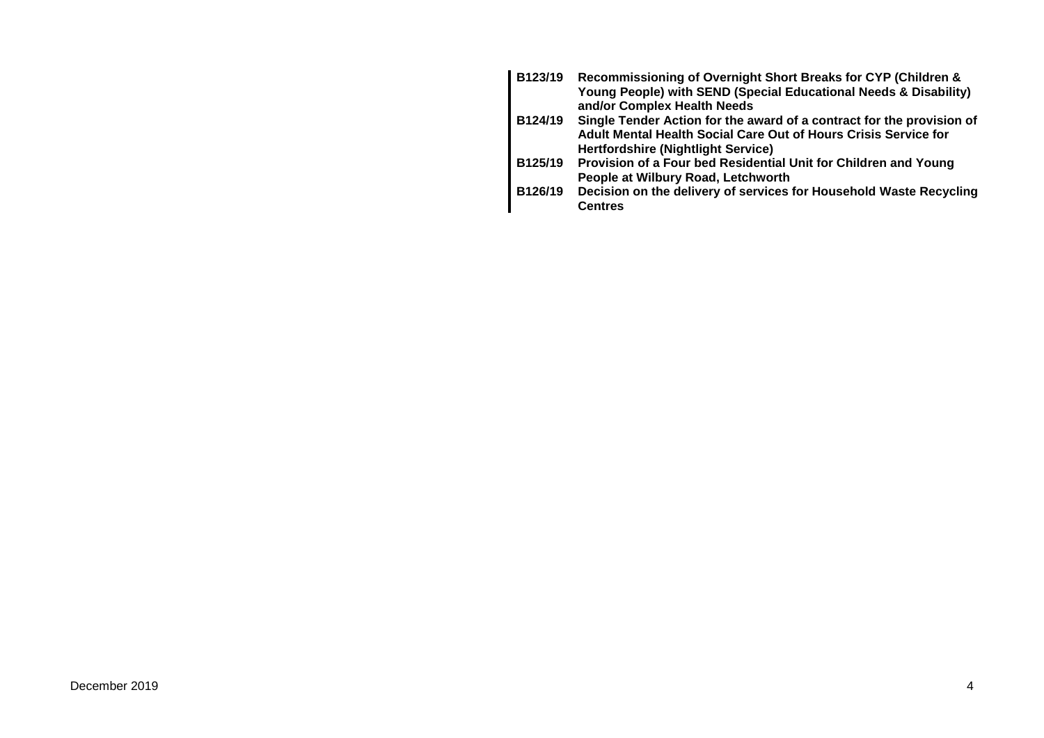| | |
|---|---|
| **B123/19** | **Recommissioning of Overnight Short Breaks for CYP (Children & Young People) with SEND (Special Educational Needs & Disability) and/or Complex Health Needs** |
| **B124/19** | **Single Tender Action for the award of a contract for the provision of Adult Mental Health Social Care Out of Hours Crisis Service for Hertfordshire (Nightlight Service)** |
| **B125/19** | **Provision of a Four bed Residential Unit for Children and Young People at Wilbury Road, Letchworth** |
| **B126/19** | **Decision on the delivery of services for Household Waste Recycling Centres** |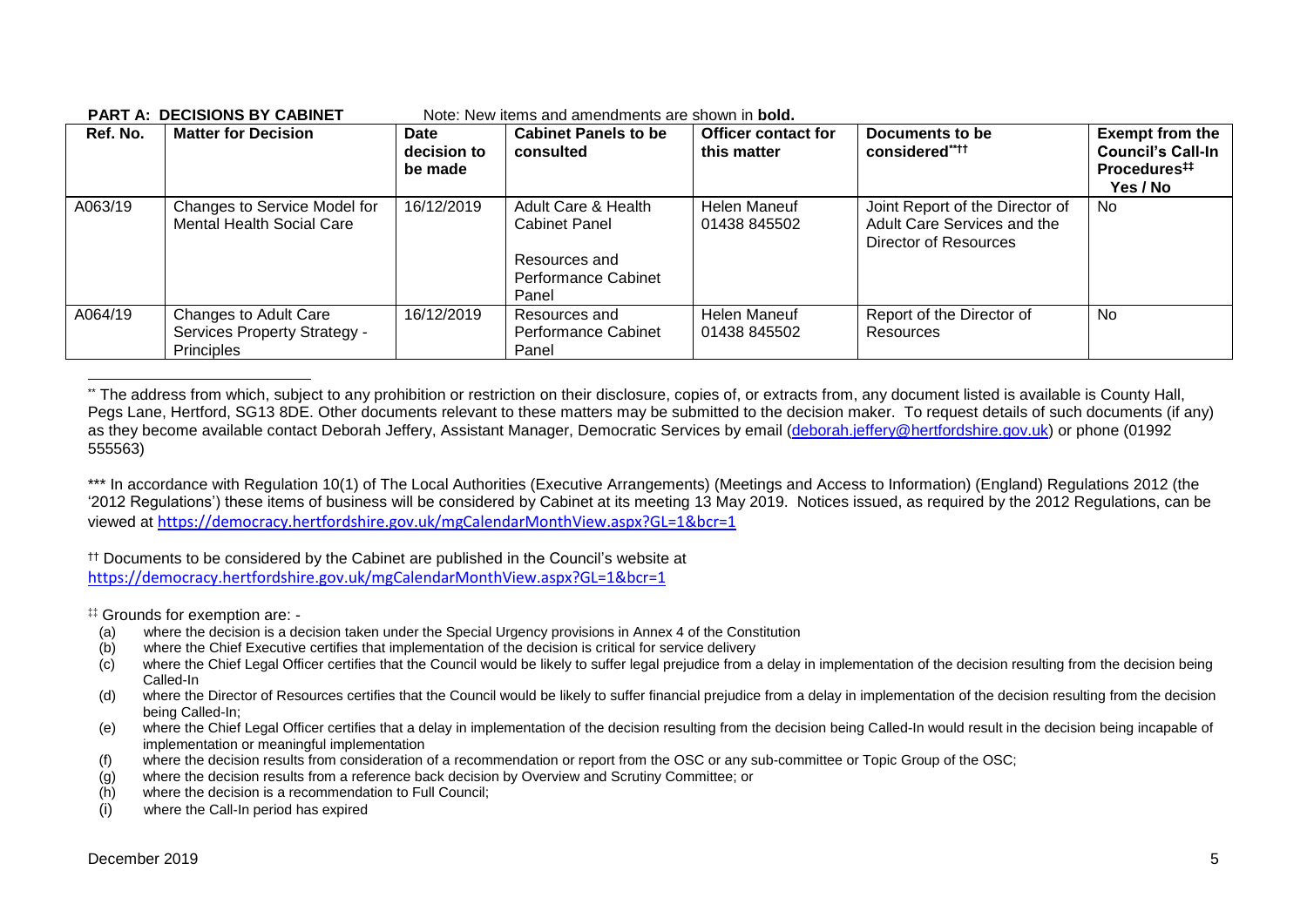**PART A: DECISIONS BY CABINET** Note: New items and amendments are shown in **bold.**

| Ref. No. | Matter for Decision | Date decision to be made | Cabinet Panels to be consulted | Officer contact for this matter | Documents to be considered**†† | Exempt from the Council's Call-In Procedures‡‡ Yes / No |
|---|---|---|---|---|---|---|
| A063/19 | Changes to Service Model for Mental Health Social Care | 16/12/2019 | Adult Care & Health Cabinet Panel<br><br>Resources and Performance Cabinet Panel | Helen Maneuf 01438 845502 | Joint Report of the Director of Adult Care Services and the Director of Resources | No |
| A064/19 | Changes to Adult Care Services Property Strategy - Principles | 16/12/2019 | Resources and Performance Cabinet Panel | Helen Maneuf 01438 845502 | Report of the Director of Resources | No |

** The address from which, subject to any prohibition or restriction on their disclosure, copies of, or extracts from, any document listed is available is County Hall, Pegs Lane, Hertford, SG13 8DE. Other documents relevant to these matters may be submitted to the decision maker. To request details of such documents (if any) as they become available contact Deborah Jeffery, Assistant Manager, Democratic Services by email (deborah.jeffery@hertfordshire.gov.uk) or phone (01992 555563)

*** In accordance with Regulation 10(1) of The Local Authorities (Executive Arrangements) (Meetings and Access to Information) (England) Regulations 2012 (the '2012 Regulations') these items of business will be considered by Cabinet at its meeting 13 May 2019. Notices issued, as required by the 2012 Regulations, can be viewed at https://democracy.hertfordshire.gov.uk/mgCalendarMonthView.aspx?GL=1&bcr=1

†† Documents to be considered by the Cabinet are published in the Council's website at https://democracy.hertfordshire.gov.uk/mgCalendarMonthView.aspx?GL=1&bcr=1

‡‡ Grounds for exemption are: -

(a) where the decision is a decision taken under the Special Urgency provisions in Annex 4 of the Constitution
(b) where the Chief Executive certifies that implementation of the decision is critical for service delivery
(c) where the Chief Legal Officer certifies that the Council would be likely to suffer legal prejudice from a delay in implementation of the decision resulting from the decision being Called-In
(d) where the Director of Resources certifies that the Council would be likely to suffer financial prejudice from a delay in implementation of the decision resulting from the decision being Called-In;
(e) where the Chief Legal Officer certifies that a delay in implementation of the decision resulting from the decision being Called-In would result in the decision being incapable of implementation or meaningful implementation
(f) where the decision results from consideration of a recommendation or report from the OSC or any sub-committee or Topic Group of the OSC;
(g) where the decision results from a reference back decision by Overview and Scrutiny Committee; or
(h) where the decision is a recommendation to Full Council;
(i) where the Call-In period has expired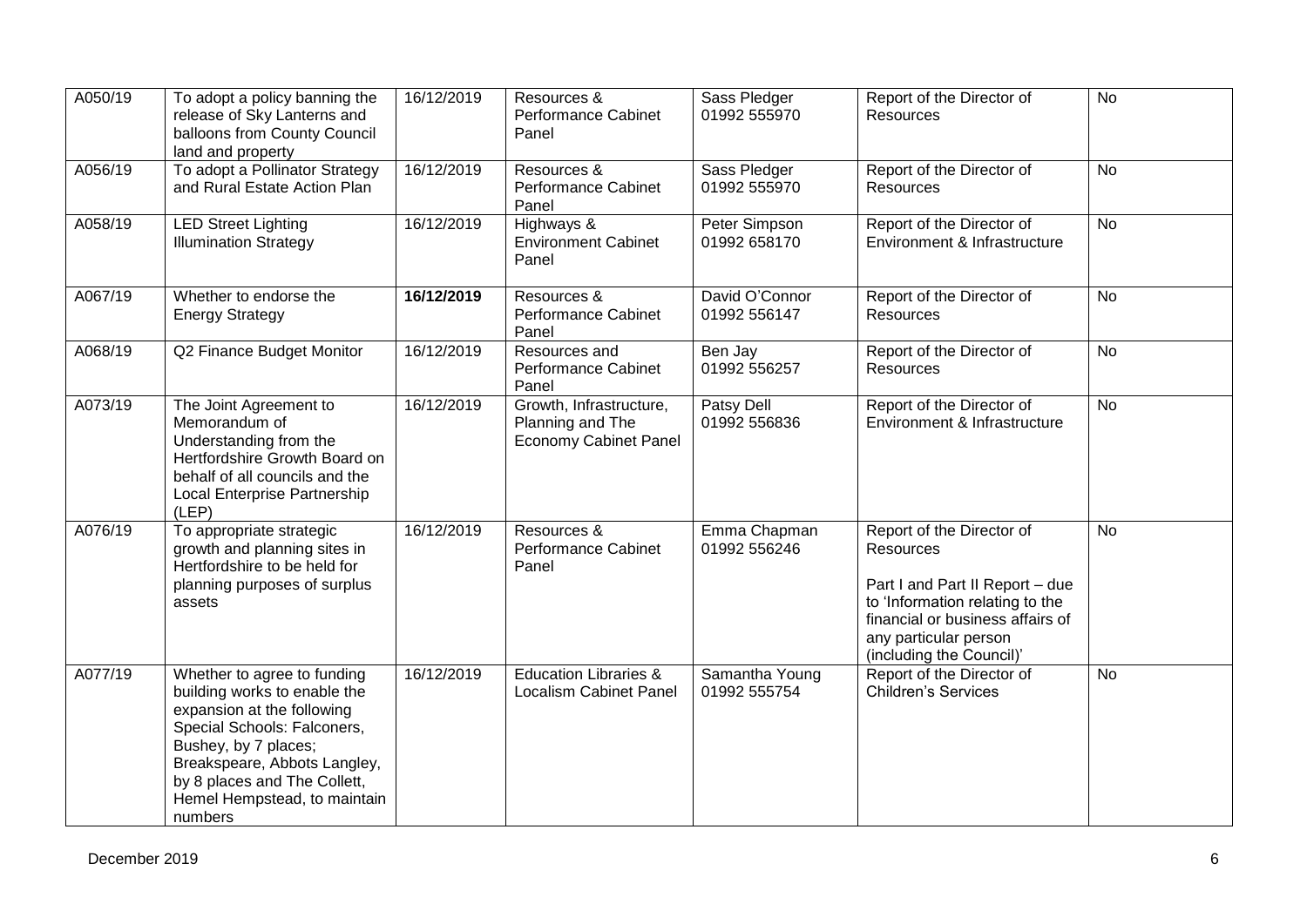| | | | | | | |
|---|---|---|---|---|---|---|
| A050/19 | To adopt a policy banning the release of Sky Lanterns and balloons from County Council land and property | 16/12/2019 | Resources & Performance Cabinet Panel | Sass Pledger 01992 555970 | Report of the Director of Resources | No |
| A056/19 | To adopt a Pollinator Strategy and Rural Estate Action Plan | 16/12/2019 | Resources & Performance Cabinet Panel | Sass Pledger 01992 555970 | Report of the Director of Resources | No |
| A058/19 | LED Street Lighting Illumination Strategy | 16/12/2019 | Highways & Environment Cabinet Panel | Peter Simpson 01992 658170 | Report of the Director of Environment & Infrastructure | No |
| A067/19 | Whether to endorse the Energy Strategy | **16/12/2019** | Resources & Performance Cabinet Panel | David O'Connor 01992 556147 | Report of the Director of Resources | No |
| A068/19 | Q2 Finance Budget Monitor | 16/12/2019 | Resources and Performance Cabinet Panel | Ben Jay 01992 556257 | Report of the Director of Resources | No |
| A073/19 | The Joint Agreement to Memorandum of Understanding from the Hertfordshire Growth Board on behalf of all councils and the Local Enterprise Partnership (LEP) | 16/12/2019 | Growth, Infrastructure, Planning and The Economy Cabinet Panel | Patsy Dell 01992 556836 | Report of the Director of Environment & Infrastructure | No |
| A076/19 | To appropriate strategic growth and planning sites in Hertfordshire to be held for planning purposes of surplus assets | 16/12/2019 | Resources & Performance Cabinet Panel | Emma Chapman 01992 556246 | Report of the Director of Resources<br><br>Part I and Part II Report – due to 'Information relating to the financial or business affairs of any particular person (including the Council)' | No |
| A077/19 | Whether to agree to funding building works to enable the expansion at the following Special Schools: Falconers, Bushey, by 7 places; Breakspeare, Abbots Langley, by 8 places and The Collett, Hemel Hempstead, to maintain numbers | 16/12/2019 | Education Libraries & Localism Cabinet Panel | Samantha Young 01992 555754 | Report of the Director of Children's Services | No |

December 2019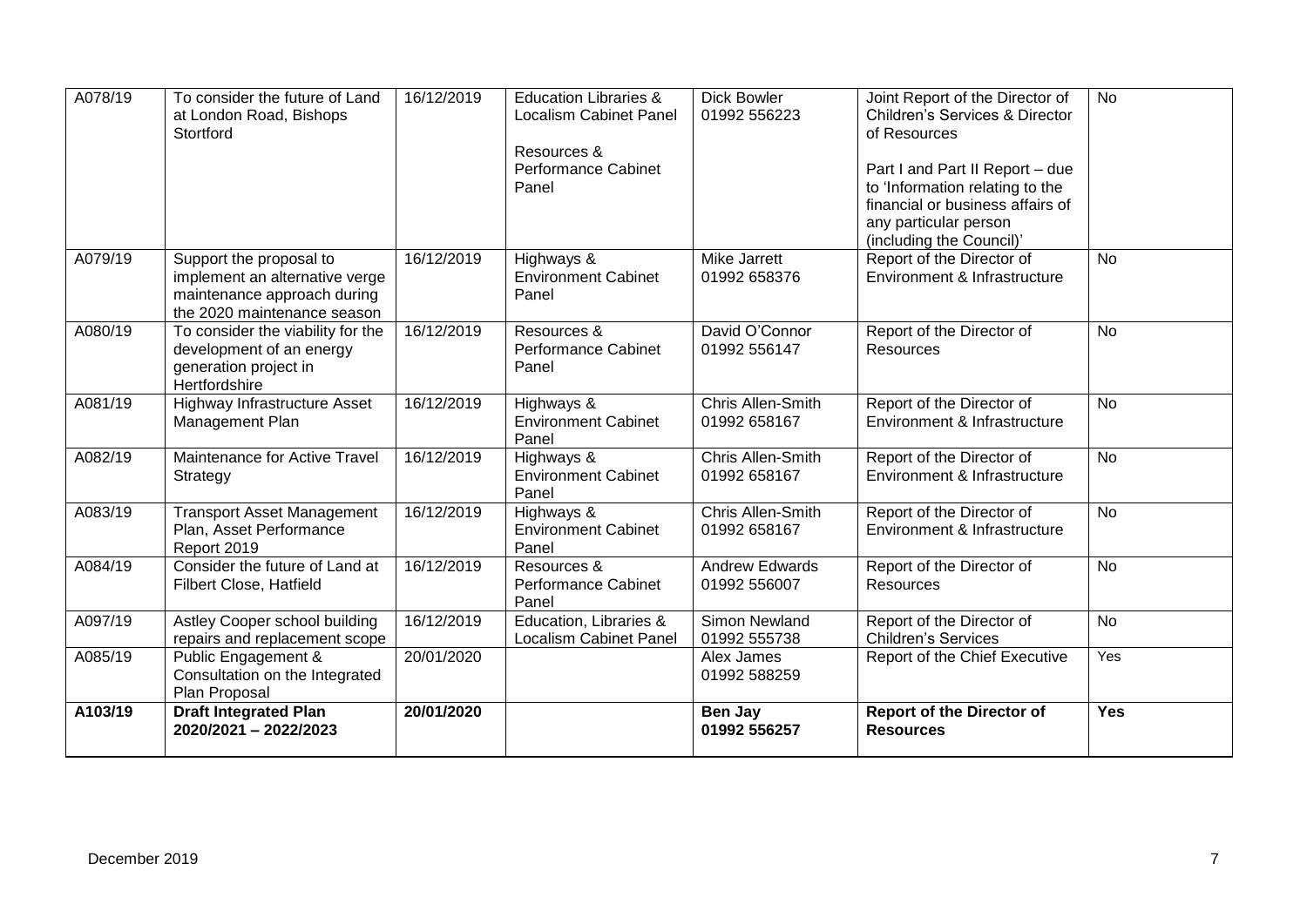| | | | | | | |
|---|---|---|---|---|---|---|
| A078/19 | To consider the future of Land at London Road, Bishops Stortford | 16/12/2019 | Education Libraries & Localism Cabinet Panel<br><br>Resources & Performance Cabinet Panel | Dick Bowler 01992 556223 | Joint Report of the Director of Children's Services & Director of Resources<br><br>Part I and Part II Report – due to 'Information relating to the financial or business affairs of any particular person (including the Council)' | No |
| A079/19 | Support the proposal to implement an alternative verge maintenance approach during the 2020 maintenance season | 16/12/2019 | Highways & Environment Cabinet Panel | Mike Jarrett 01992 658376 | Report of the Director of Environment & Infrastructure | No |
| A080/19 | To consider the viability for the development of an energy generation project in Hertfordshire | 16/12/2019 | Resources & Performance Cabinet Panel | David O'Connor 01992 556147 | Report of the Director of Resources | No |
| A081/19 | Highway Infrastructure Asset Management Plan | 16/12/2019 | Highways & Environment Cabinet Panel | Chris Allen-Smith 01992 658167 | Report of the Director of Environment & Infrastructure | No |
| A082/19 | Maintenance for Active Travel Strategy | 16/12/2019 | Highways & Environment Cabinet Panel | Chris Allen-Smith 01992 658167 | Report of the Director of Environment & Infrastructure | No |
| A083/19 | Transport Asset Management Plan, Asset Performance Report 2019 | 16/12/2019 | Highways & Environment Cabinet Panel | Chris Allen-Smith 01992 658167 | Report of the Director of Environment & Infrastructure | No |
| A084/19 | Consider the future of Land at Filbert Close, Hatfield | 16/12/2019 | Resources & Performance Cabinet Panel | Andrew Edwards 01992 556007 | Report of the Director of Resources | No |
| A097/19 | Astley Cooper school building repairs and replacement scope | 16/12/2019 | Education, Libraries & Localism Cabinet Panel | Simon Newland 01992 555738 | Report of the Director of Children's Services | No |
| A085/19 | Public Engagement & Consultation on the Integrated Plan Proposal | 20/01/2020 | | Alex James 01992 588259 | Report of the Chief Executive | Yes |
| **A103/19** | **Draft Integrated Plan 2020/2021 – 2022/2023** | **20/01/2020** | | **Ben Jay 01992 556257** | **Report of the Director of Resources** | **Yes** |

December 2019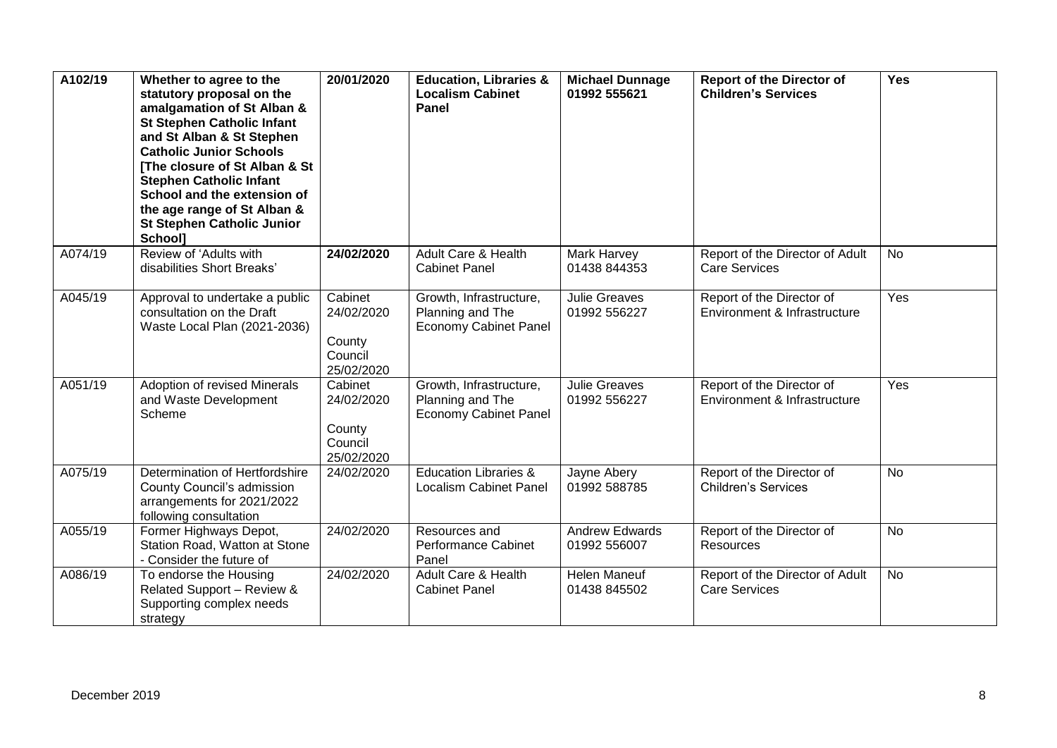| | | | | | | |
|---|---|---|---|---|---|---|
| **A102/19** | **Whether to agree to the statutory proposal on the amalgamation of St Alban & St Stephen Catholic Infant and St Alban & St Stephen Catholic Junior Schools [The closure of St Alban & St Stephen Catholic Infant School and the extension of the age range of St Alban & St Stephen Catholic Junior School]** | **20/01/2020** | **Education, Libraries & Localism Cabinet Panel** | **Michael Dunnage 01992 555621** | **Report of the Director of Children's Services** | **Yes** |
| A074/19 | Review of 'Adults with disabilities Short Breaks' | **24/02/2020** | Adult Care & Health Cabinet Panel | Mark Harvey 01438 844353 | Report of the Director of Adult Care Services | No |
| A045/19 | Approval to undertake a public consultation on the Draft Waste Local Plan (2021-2036) | Cabinet 24/02/2020 County Council 25/02/2020 | Growth, Infrastructure, Planning and The Economy Cabinet Panel | Julie Greaves 01992 556227 | Report of the Director of Environment & Infrastructure | Yes |
| A051/19 | Adoption of revised Minerals and Waste Development Scheme | Cabinet 24/02/2020 County Council 25/02/2020 | Growth, Infrastructure, Planning and The Economy Cabinet Panel | Julie Greaves 01992 556227 | Report of the Director of Environment & Infrastructure | Yes |
| A075/19 | Determination of Hertfordshire County Council's admission arrangements for 2021/2022 following consultation | 24/02/2020 | Education Libraries & Localism Cabinet Panel | Jayne Abery 01992 588785 | Report of the Director of Children's Services | No |
| A055/19 | Former Highways Depot, Station Road, Watton at Stone - Consider the future of | 24/02/2020 | Resources and Performance Cabinet Panel | Andrew Edwards 01992 556007 | Report of the Director of Resources | No |
| A086/19 | To endorse the Housing Related Support – Review & Supporting complex needs strategy | 24/02/2020 | Adult Care & Health Cabinet Panel | Helen Maneuf 01438 845502 | Report of the Director of Adult Care Services | No |

December 2019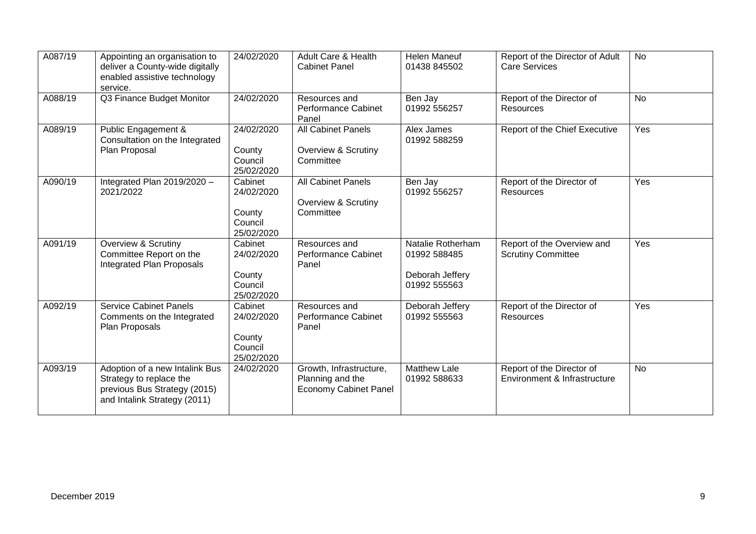| A087/19 | Appointing an organisation to deliver a County-wide digitally enabled assistive technology service. | 24/02/2020 | Adult Care & Health Cabinet Panel | Helen Maneuf 01438 845502 | Report of the Director of Adult Care Services | No |
|---|---|---|---|---|---|---|
| A088/19 | Q3 Finance Budget Monitor | 24/02/2020 | Resources and Performance Cabinet Panel | Ben Jay 01992 556257 | Report of the Director of Resources | No |
| A089/19 | Public Engagement & Consultation on the Integrated Plan Proposal | 24/02/2020<br><br>County Council 25/02/2020 | All Cabinet Panels<br><br>Overview & Scrutiny Committee | Alex James 01992 588259 | Report of the Chief Executive | Yes |
| A090/19 | Integrated Plan 2019/2020 – 2021/2022 | Cabinet 24/02/2020<br><br>County Council 25/02/2020 | All Cabinet Panels<br><br>Overview & Scrutiny Committee | Ben Jay 01992 556257 | Report of the Director of Resources | Yes |
| A091/19 | Overview & Scrutiny Committee Report on the Integrated Plan Proposals | Cabinet 24/02/2020<br><br>County Council 25/02/2020 | Resources and Performance Cabinet Panel | Natalie Rotherham 01992 588485<br><br>Deborah Jeffery 01992 555563 | Report of the Overview and Scrutiny Committee | Yes |
| A092/19 | Service Cabinet Panels Comments on the Integrated Plan Proposals | Cabinet 24/02/2020<br><br>County Council 25/02/2020 | Resources and Performance Cabinet Panel | Deborah Jeffery 01992 555563 | Report of the Director of Resources | Yes |
| A093/19 | Adoption of a new Intalink Bus Strategy to replace the previous Bus Strategy (2015) and Intalink Strategy (2011) | 24/02/2020 | Growth, Infrastructure, Planning and the Economy Cabinet Panel | Matthew Lale 01992 588633 | Report of the Director of Environment & Infrastructure | No |

December 2019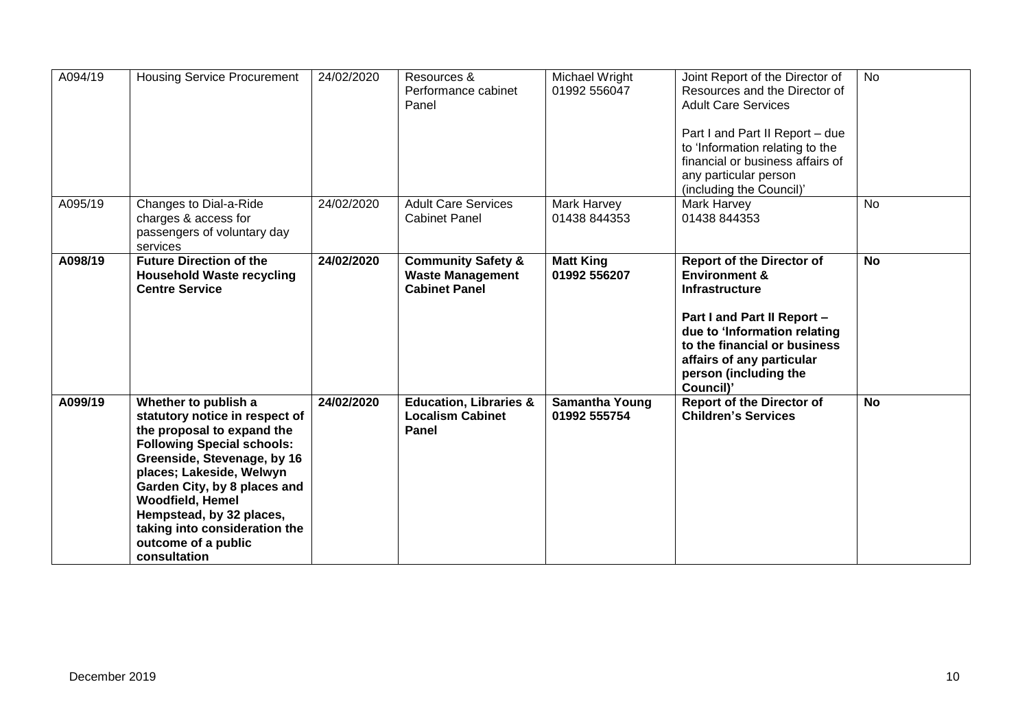| A094/19 | Housing Service Procurement | 24/02/2020 | Resources & Performance cabinet Panel | Michael Wright 01992 556047 | Joint Report of the Director of Resources and the Director of Adult Care Services<br><br>Part I and Part II Report – due to 'Information relating to the financial or business affairs of any particular person (including the Council)' | No |
|---|---|---|---|---|---|---|
| A095/19 | Changes to Dial-a-Ride charges & access for passengers of voluntary day services | 24/02/2020 | Adult Care Services Cabinet Panel | Mark Harvey 01438 844353 | Mark Harvey 01438 844353 | No |
| **A098/19** | **Future Direction of the Household Waste recycling Centre Service** | **24/02/2020** | **Community Safety & Waste Management Cabinet Panel** | **Matt King 01992 556207** | **Report of the Director of Environment & Infrastructure**<br><br>**Part I and Part II Report – due to 'Information relating to the financial or business affairs of any particular person (including the Council)'** | **No** |
| **A099/19** | **Whether to publish a statutory notice in respect of the proposal to expand the Following Special schools: Greenside, Stevenage, by 16 places; Lakeside, Welwyn Garden City, by 8 places and Woodfield, Hemel Hempstead, by 32 places, taking into consideration the outcome of a public consultation** | **24/02/2020** | **Education, Libraries & Localism Cabinet Panel** | **Samantha Young 01992 555754** | **Report of the Director of Children's Services** | **No** |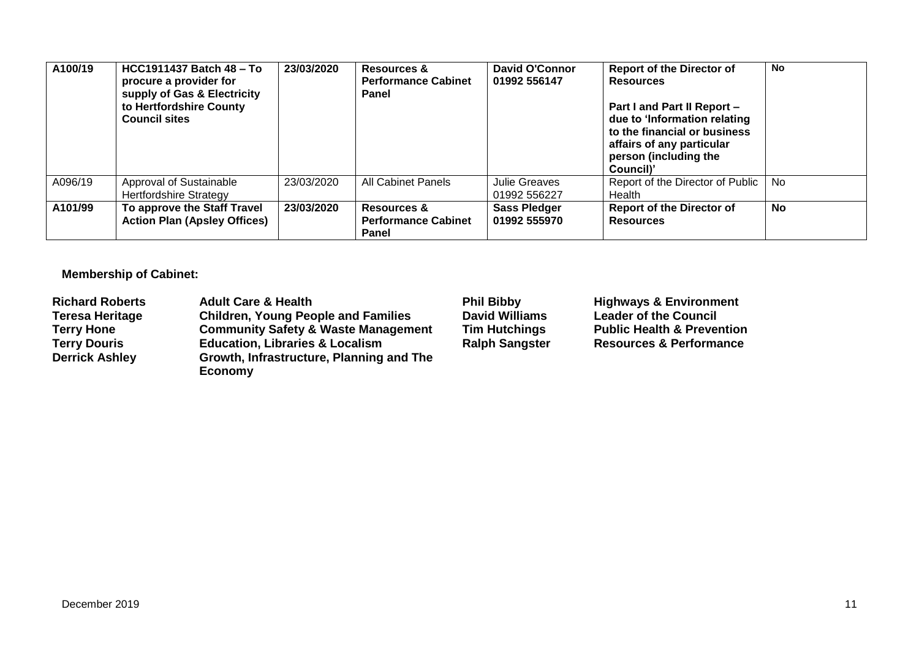| **A100/19** | **HCC1911437 Batch 48 – To procure a provider for supply of Gas & Electricity to Hertfordshire County Council sites** | **23/03/2020** | **Resources & Performance Cabinet Panel** | **David O'Connor 01992 556147** | **Report of the Director of Resources**<br><br>**Part I and Part II Report – due to 'Information relating to the financial or business affairs of any particular person (including the Council)'** | **No** |
|---|---|---|---|---|---|---|
| A096/19 | Approval of Sustainable Hertfordshire Strategy | 23/03/2020 | All Cabinet Panels | Julie Greaves 01992 556227 | Report of the Director of Public Health | No |
| **A101/99** | **To approve the Staff Travel Action Plan (Apsley Offices)** | **23/03/2020** | **Resources & Performance Cabinet Panel** | **Sass Pledger 01992 555970** | **Report of the Director of Resources** | **No** |

**Membership of Cabinet:**

| | | | |
|---|---|---|---|
| **Richard Roberts** | **Adult Care & Health** | **Phil Bibby** | **Highways & Environment** |
| **Teresa Heritage** | **Children, Young People and Families** | **David Williams** | **Leader of the Council** |
| **Terry Hone** | **Community Safety & Waste Management** | **Tim Hutchings** | **Public Health & Prevention** |
| **Terry Douris** | **Education, Libraries & Localism** | **Ralph Sangster** | **Resources & Performance** |
| **Derrick Ashley** | **Growth, Infrastructure, Planning and The Economy** | | |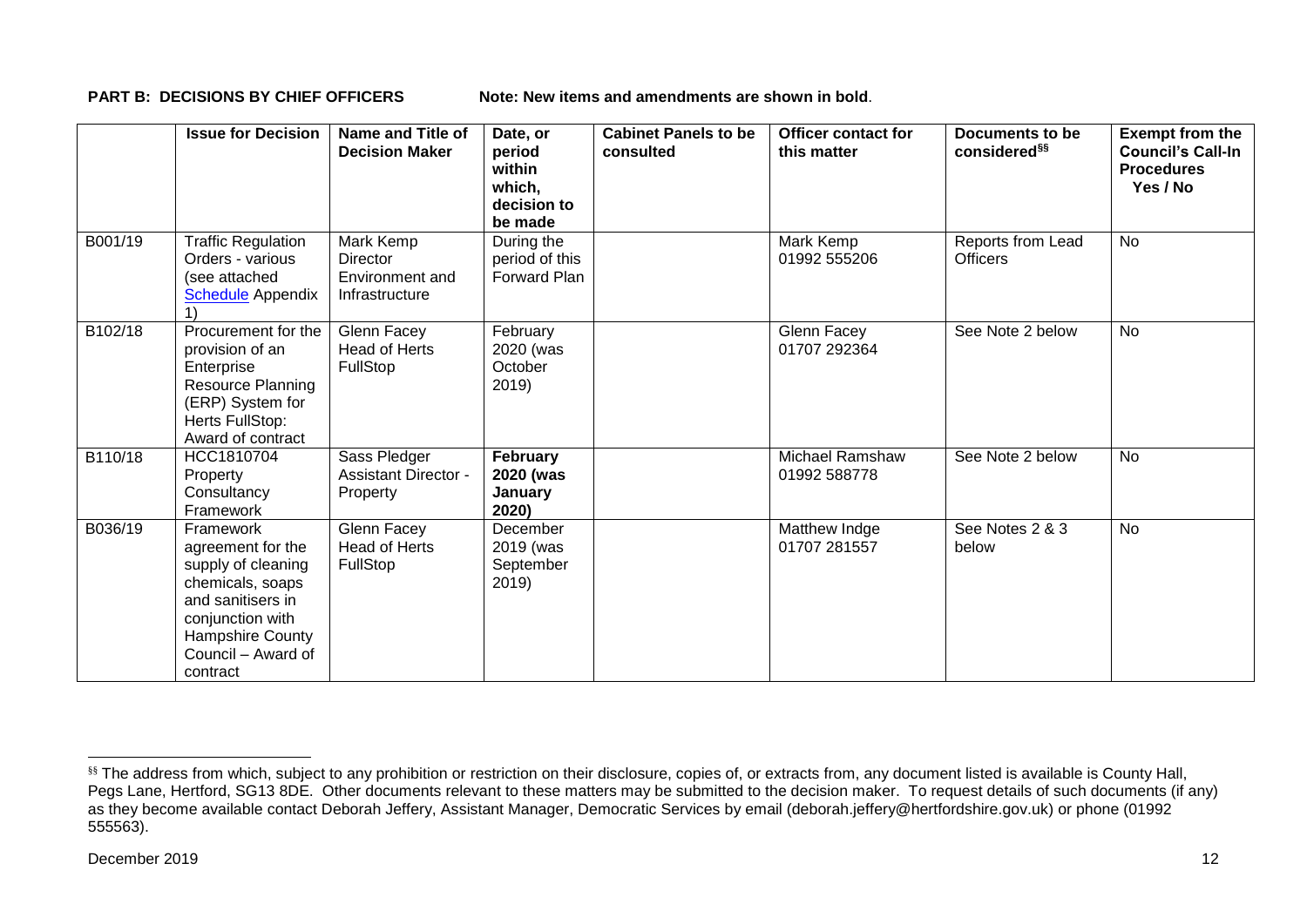**PART B: DECISIONS BY CHIEF OFFICERS** Note: New items and amendments are shown in **bold**.

| | Issue for Decision | Name and Title of Decision Maker | Date, or period within which, decision to be made | Cabinet Panels to be consulted | Officer contact for this matter | Documents to be considered[§§] | Exempt from the Council's Call-In Procedures Yes / No |
|---|---|---|---|---|---|---|---|
| B001/19 | Traffic Regulation Orders - various (see attached Schedule Appendix 1) | Mark Kemp Director Environment and Infrastructure | During the period of this Forward Plan | | Mark Kemp 01992 555206 | Reports from Lead Officers | No |
| B102/18 | Procurement for the provision of an Enterprise Resource Planning (ERP) System for Herts FullStop: Award of contract | Glenn Facey Head of Herts FullStop | February 2020 (was October 2019) | | Glenn Facey 01707 292364 | See Note 2 below | No |
| B110/18 | HCC1810704 Property Consultancy Framework | Sass Pledger Assistant Director - Property | **February 2020 (was January 2020)** | | Michael Ramshaw 01992 588778 | See Note 2 below | No |
| B036/19 | Framework agreement for the supply of cleaning chemicals, soaps and sanitisers in conjunction with Hampshire County Council – Award of contract | Glenn Facey Head of Herts FullStop | December 2019 (was September 2019) | | Matthew Indge 01707 281557 | See Notes 2 & 3 below | No |

[§§] The address from which, subject to any prohibition or restriction on their disclosure, copies of, or extracts from, any document listed is available is County Hall, Pegs Lane, Hertford, SG13 8DE. Other documents relevant to these matters may be submitted to the decision maker. To request details of such documents (if any) as they become available contact Deborah Jeffery, Assistant Manager, Democratic Services by email (deborah.jeffery@hertfordshire.gov.uk) or phone (01992 555563).

December 2019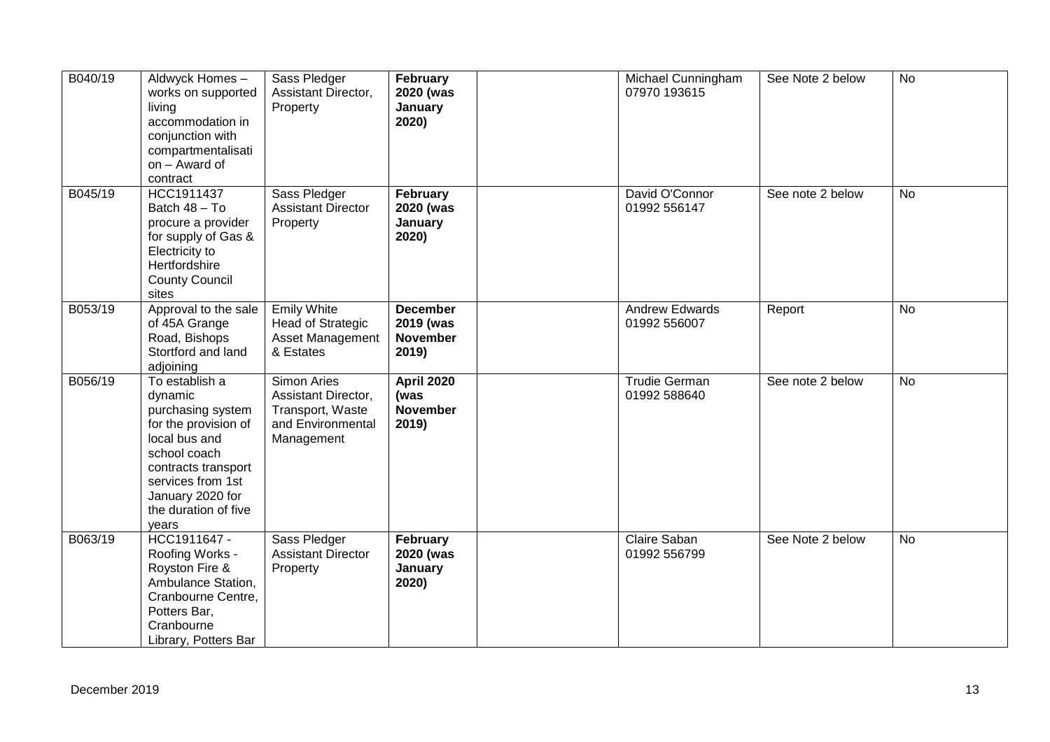| | | | | | | | |
|---|---|---|---|---|---|---|---|
| B040/19 | Aldwyck Homes – works on supported living accommodation in conjunction with compartmentalisation – Award of contract | Sass Pledger Assistant Director, Property | **February 2020 (was January 2020)** | | Michael Cunningham 07970 193615 | See Note 2 below | No |
| B045/19 | HCC1911437 Batch 48 – To procure a provider for supply of Gas & Electricity to Hertfordshire County Council sites | Sass Pledger Assistant Director Property | **February 2020 (was January 2020)** | | David O'Connor 01992 556147 | See note 2 below | No |
| B053/19 | Approval to the sale of 45A Grange Road, Bishops Stortford and land adjoining | Emily White Head of Strategic Asset Management & Estates | **December 2019 (was November 2019)** | | Andrew Edwards 01992 556007 | Report | No |
| B056/19 | To establish a dynamic purchasing system for the provision of local bus and school coach contracts transport services from 1st January 2020 for the duration of five years | Simon Aries Assistant Director, Transport, Waste and Environmental Management | **April 2020 (was November 2019)** | | Trudie German 01992 588640 | See note 2 below | No |
| B063/19 | HCC1911647 - Roofing Works - Royston Fire & Ambulance Station, Cranbourne Centre, Potters Bar, Cranbourne Library, Potters Bar | Sass Pledger Assistant Director Property | **February 2020 (was January 2020)** | | Claire Saban 01992 556799 | See Note 2 below | No |

December 2019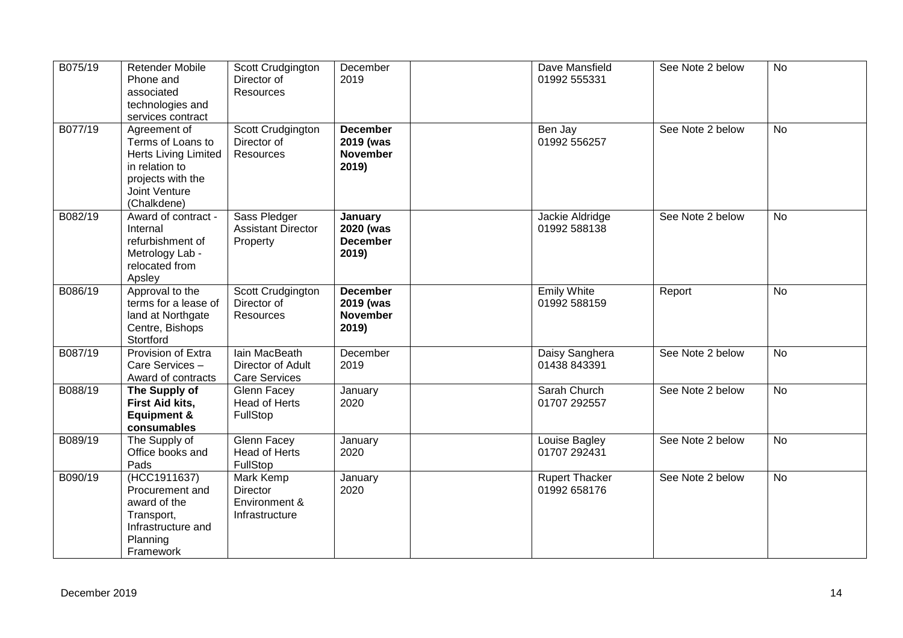| B075/19 | Retender Mobile Phone and associated technologies and services contract | Scott Crudgington Director of Resources | December 2019 | | Dave Mansfield 01992 555331 | See Note 2 below | No |
|---|---|---|---|---|---|---|---|
| B077/19 | Agreement of Terms of Loans to Herts Living Limited in relation to projects with the Joint Venture (Chalkdene) | Scott Crudgington Director of Resources | **December 2019 (was November 2019)** | | Ben Jay 01992 556257 | See Note 2 below | No |
| B082/19 | Award of contract - Internal refurbishment of Metrology Lab - relocated from Apsley | Sass Pledger Assistant Director Property | **January 2020 (was December 2019)** | | Jackie Aldridge 01992 588138 | See Note 2 below | No |
| B086/19 | Approval to the terms for a lease of land at Northgate Centre, Bishops Stortford | Scott Crudgington Director of Resources | **December 2019 (was November 2019)** | | Emily White 01992 588159 | Report | No |
| B087/19 | Provision of Extra Care Services – Award of contracts | Iain MacBeath Director of Adult Care Services | December 2019 | | Daisy Sanghera 01438 843391 | See Note 2 below | No |
| B088/19 | **The Supply of First Aid kits, Equipment & consumables** | Glenn Facey Head of Herts FullStop | January 2020 | | Sarah Church 01707 292557 | See Note 2 below | No |
| B089/19 | The Supply of Office books and Pads | Glenn Facey Head of Herts FullStop | January 2020 | | Louise Bagley 01707 292431 | See Note 2 below | No |
| B090/19 | (HCC1911637) Procurement and award of the Transport, Infrastructure and Planning Framework | Mark Kemp Director Environment & Infrastructure | January 2020 | | Rupert Thacker 01992 658176 | See Note 2 below | No |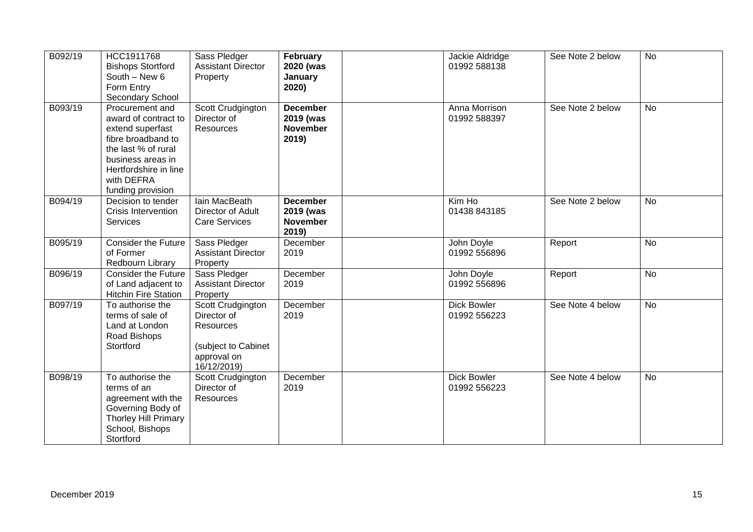| B092/19 | HCC1911768 Bishops Stortford South – New 6 Form Entry Secondary School | Sass Pledger Assistant Director Property | **February 2020 (was January 2020)** | | Jackie Aldridge 01992 588138 | See Note 2 below | No |
|---|---|---|---|---|---|---|---|
| B093/19 | Procurement and award of contract to extend superfast fibre broadband to the last % of rural business areas in Hertfordshire in line with DEFRA funding provision | Scott Crudgington Director of Resources | **December 2019 (was November 2019)** | | Anna Morrison 01992 588397 | See Note 2 below | No |
| B094/19 | Decision to tender Crisis Intervention Services | Iain MacBeath Director of Adult Care Services | **December 2019 (was November 2019)** | | Kim Ho 01438 843185 | See Note 2 below | No |
| B095/19 | Consider the Future of Former Redbourn Library | Sass Pledger Assistant Director Property | December 2019 | | John Doyle 01992 556896 | Report | No |
| B096/19 | Consider the Future of Land adjacent to Hitchin Fire Station | Sass Pledger Assistant Director Property | December 2019 | | John Doyle 01992 556896 | Report | No |
| B097/19 | To authorise the terms of sale of Land at London Road Bishops Stortford | Scott Crudgington Director of Resources (subject to Cabinet approval on 16/12/2019) | December 2019 | | Dick Bowler 01992 556223 | See Note 4 below | No |
| B098/19 | To authorise the terms of an agreement with the Governing Body of Thorley Hill Primary School, Bishops Stortford | Scott Crudgington Director of Resources | December 2019 | | Dick Bowler 01992 556223 | See Note 4 below | No |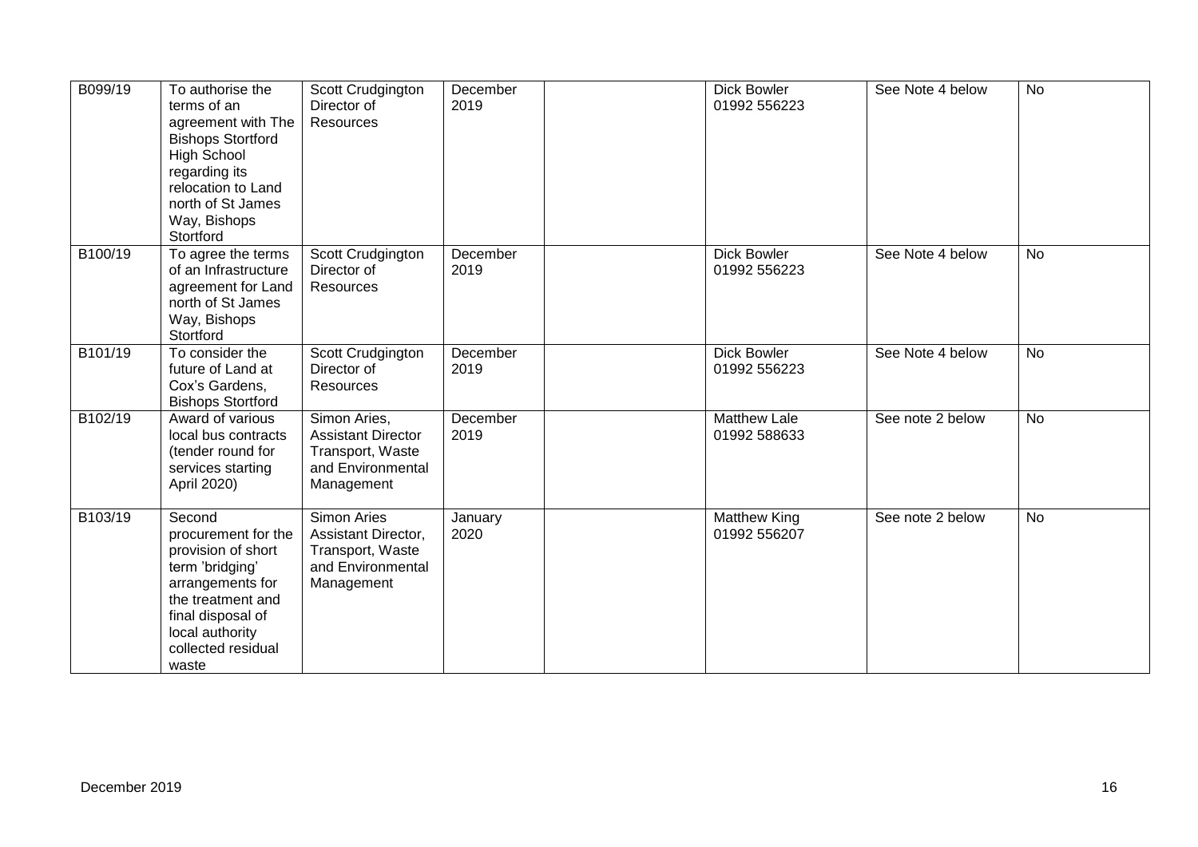| | | | | | | | |
|---|---|---|---|---|---|---|---|
| B099/19 | To authorise the terms of an agreement with The Bishops Stortford High School regarding its relocation to Land north of St James Way, Bishops Stortford | Scott Crudgington Director of Resources | December 2019 | | Dick Bowler 01992 556223 | See Note 4 below | No |
| B100/19 | To agree the terms of an Infrastructure agreement for Land north of St James Way, Bishops Stortford | Scott Crudgington Director of Resources | December 2019 | | Dick Bowler 01992 556223 | See Note 4 below | No |
| B101/19 | To consider the future of Land at Cox's Gardens, Bishops Stortford | Scott Crudgington Director of Resources | December 2019 | | Dick Bowler 01992 556223 | See Note 4 below | No |
| B102/19 | Award of various local bus contracts (tender round for services starting April 2020) | Simon Aries, Assistant Director Transport, Waste and Environmental Management | December 2019 | | Matthew Lale 01992 588633 | See note 2 below | No |
| B103/19 | Second procurement for the provision of short term 'bridging' arrangements for the treatment and final disposal of local authority collected residual waste | Simon Aries Assistant Director, Transport, Waste and Environmental Management | January 2020 | | Matthew King 01992 556207 | See note 2 below | No |

December 2019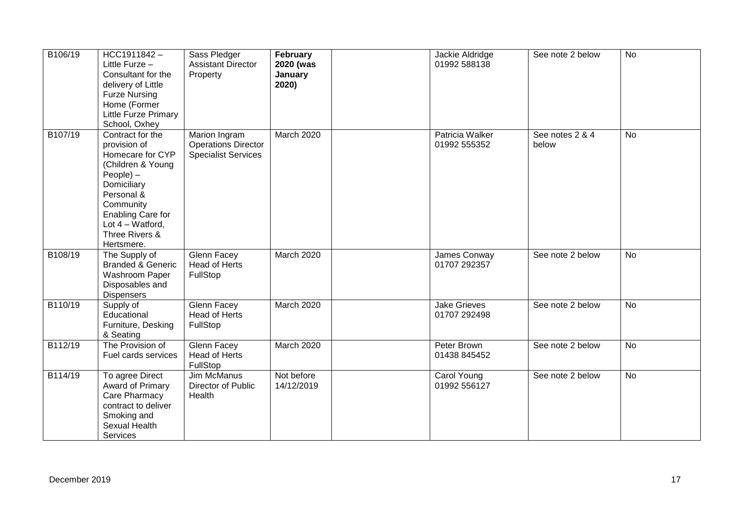| B106/19 | HCC1911842 – Little Furze – Consultant for the delivery of Little Furze Nursing Home (Former Little Furze Primary School, Oxhey | Sass Pledger Assistant Director Property | **February 2020 (was January 2020)** | | Jackie Aldridge 01992 588138 | See note 2 below | No |
|---|---|---|---|---|---|---|---|
| B107/19 | Contract for the provision of Homecare for CYP (Children & Young People) – Domiciliary Personal & Community Enabling Care for Lot 4 – Watford, Three Rivers & Hertsmere. | Marion Ingram Operations Director Specialist Services | March 2020 | | Patricia Walker 01992 555352 | See notes 2 & 4 below | No |
| B108/19 | The Supply of Branded & Generic Washroom Paper Disposables and Dispensers | Glenn Facey Head of Herts FullStop | March 2020 | | James Conway 01707 292357 | See note 2 below | No |
| B110/19 | Supply of Educational Furniture, Desking & Seating | Glenn Facey Head of Herts FullStop | March 2020 | | Jake Grieves 01707 292498 | See note 2 below | No |
| B112/19 | The Provision of Fuel cards services | Glenn Facey Head of Herts FullStop | March 2020 | | Peter Brown 01438 845452 | See note 2 below | No |
| B114/19 | To agree Direct Award of Primary Care Pharmacy contract to deliver Smoking and Sexual Health Services | Jim McManus Director of Public Health | Not before 14/12/2019 | | Carol Young 01992 556127 | See note 2 below | No |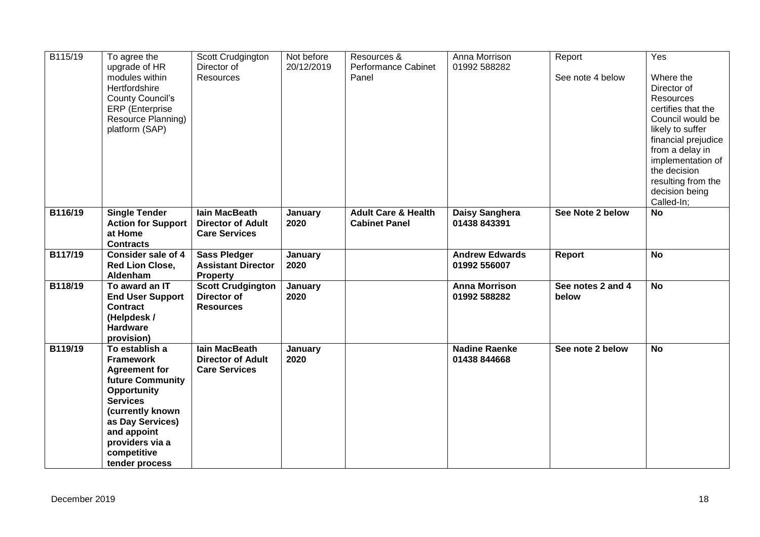| B115/19 | To agree the upgrade of HR modules within Hertfordshire County Council's ERP (Enterprise Resource Planning) platform (SAP) | Scott Crudgington Director of Resources | Not before 20/12/2019 | Resources & Performance Cabinet Panel | Anna Morrison 01992 588282 | Report<br><br>See note 4 below | Yes<br><br>Where the Director of Resources certifies that the Council would be likely to suffer financial prejudice from a delay in implementation of the decision resulting from the decision being Called-In; |
|---|---|---|---|---|---|---|---|
| **B116/19** | **Single Tender Action for Support at Home Contracts** | **Iain MacBeath Director of Adult Care Services** | **January 2020** | **Adult Care & Health Cabinet Panel** | **Daisy Sanghera 01438 843391** | **See Note 2 below** | **No** |
| **B117/19** | **Consider sale of 4 Red Lion Close, Aldenham** | **Sass Pledger Assistant Director Property** | **January 2020** | | **Andrew Edwards 01992 556007** | **Report** | **No** |
| **B118/19** | **To award an IT End User Support Contract (Helpdesk / Hardware provision)** | **Scott Crudgington Director of Resources** | **January 2020** | | **Anna Morrison 01992 588282** | **See notes 2 and 4 below** | **No** |
| **B119/19** | **To establish a Framework Agreement for future Community Opportunity Services (currently known as Day Services) and appoint providers via a competitive tender process** | **Iain MacBeath Director of Adult Care Services** | **January 2020** | | **Nadine Raenke 01438 844668** | **See note 2 below** | **No** |

December 2019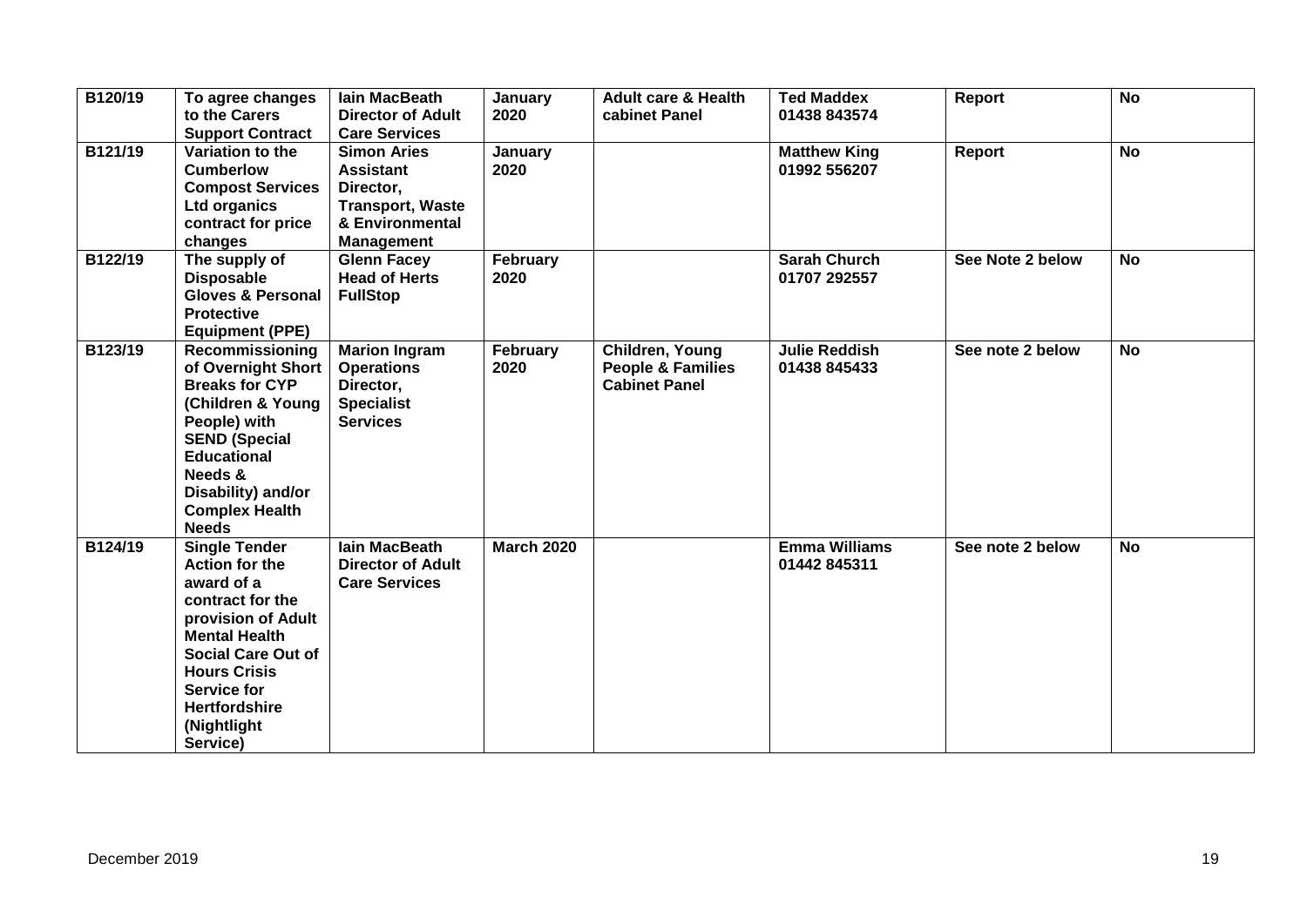| B120/19 | To agree changes to the Carers Support Contract | Iain MacBeath Director of Adult Care Services | January 2020 | Adult care & Health cabinet Panel | Ted Maddex 01438 843574 | Report | No |
|---|---|---|---|---|---|---|---|
| B121/19 | Variation to the Cumberlow Compost Services Ltd organics contract for price changes | Simon Aries Assistant Director, Transport, Waste & Environmental Management | January 2020 | | Matthew King 01992 556207 | Report | No |
| B122/19 | The supply of Disposable Gloves & Personal Protective Equipment (PPE) | Glenn Facey Head of Herts FullStop | February 2020 | | Sarah Church 01707 292557 | See Note 2 below | No |
| B123/19 | Recommissioning of Overnight Short Breaks for CYP (Children & Young People) with SEND (Special Educational Needs & Disability) and/or Complex Health Needs | Marion Ingram Operations Director, Specialist Services | February 2020 | Children, Young People & Families Cabinet Panel | Julie Reddish 01438 845433 | See note 2 below | No |
| B124/19 | Single Tender Action for the award of a contract for the provision of Adult Mental Health Social Care Out of Hours Crisis Service for Hertfordshire (Nightlight Service) | Iain MacBeath Director of Adult Care Services | March 2020 | | Emma Williams 01442 845311 | See note 2 below | No |

December 2019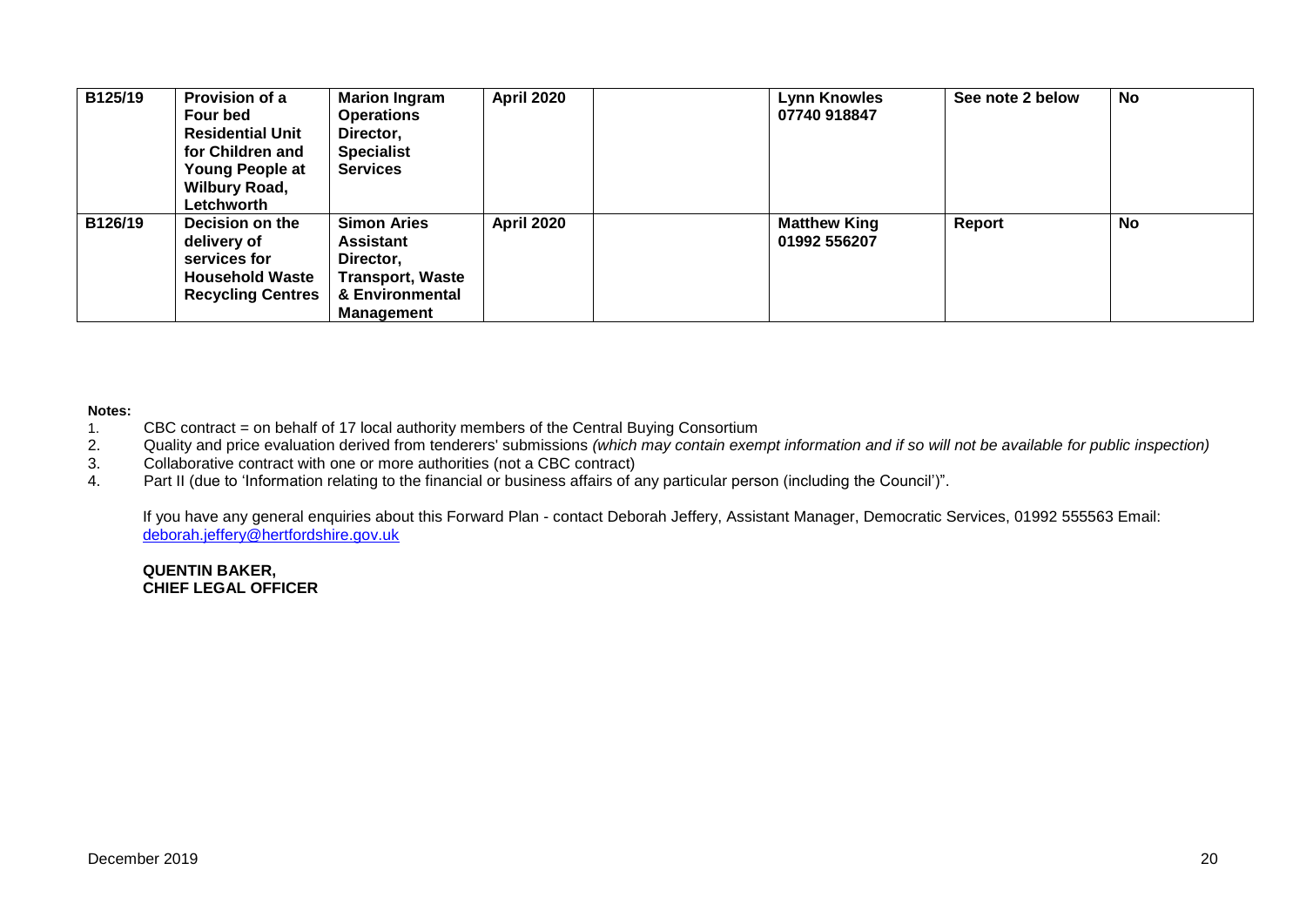| B125/19 | **Provision of a Four bed Residential Unit for Children and Young People at Wilbury Road, Letchworth** | **Marion Ingram Operations Director, Specialist Services** | **April 2020** | | **Lynn Knowles 07740 918847** | **See note 2 below** | **No** |
|---|---|---|---|---|---|---|---|
| B126/19 | **Decision on the delivery of services for Household Waste Recycling Centres** | **Simon Aries Assistant Director, Transport, Waste & Environmental Management** | **April 2020** | | **Matthew King 01992 556207** | **Report** | **No** |

**Notes:**

1. CBC contract = on behalf of 17 local authority members of the Central Buying Consortium
2. Quality and price evaluation derived from tenderers' submissions *(which may contain exempt information and if so will not be available for public inspection)*
3. Collaborative contract with one or more authorities (not a CBC contract)
4. Part II (due to 'Information relating to the financial or business affairs of any particular person (including the Council')".

If you have any general enquiries about this Forward Plan - contact Deborah Jeffery, Assistant Manager, Democratic Services, 01992 555563 Email: deborah.jeffery@hertfordshire.gov.uk

**QUENTIN BAKER,**
**CHIEF LEGAL OFFICER**

December 2019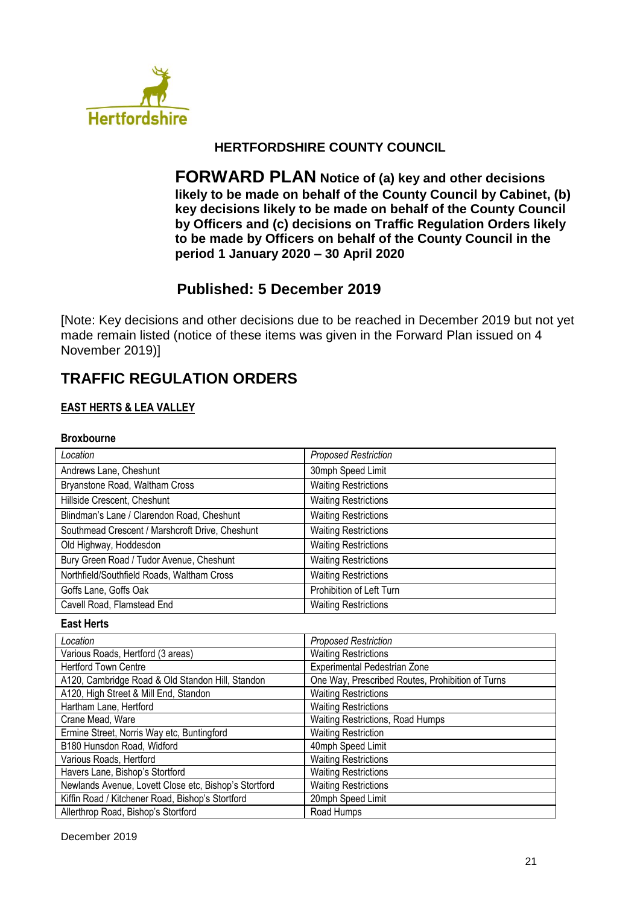Hertfordshire

**HERTFORDSHIRE COUNTY COUNCIL**

**FORWARD PLAN Notice of (a) key and other decisions likely to be made on behalf of the County Council by Cabinet, (b) key decisions likely to be made on behalf of the County Council by Officers and (c) decisions on Traffic Regulation Orders likely to be made by Officers on behalf of the County Council in the period 1 January 2020 – 30 April 2020**

**Published: 5 December 2019**

[Note: Key decisions and other decisions due to be reached in December 2019 but not yet made remain listed (notice of these items was given in the Forward Plan issued on 4 November 2019)]

## TRAFFIC REGULATION ORDERS

### EAST HERTS & LEA VALLEY

#### Broxbourne

| *Location* | *Proposed Restriction* |
|---|---|
| Andrews Lane, Cheshunt | 30mph Speed Limit |
| Bryanstone Road, Waltham Cross | Waiting Restrictions |
| Hillside Crescent, Cheshunt | Waiting Restrictions |
| Blindman's Lane / Clarendon Road, Cheshunt | Waiting Restrictions |
| Southmead Crescent / Marshcroft Drive, Cheshunt | Waiting Restrictions |
| Old Highway, Hoddesdon | Waiting Restrictions |
| Bury Green Road / Tudor Avenue, Cheshunt | Waiting Restrictions |
| Northfield/Southfield Roads, Waltham Cross | Waiting Restrictions |
| Goffs Lane, Goffs Oak | Prohibition of Left Turn |
| Cavell Road, Flamstead End | Waiting Restrictions |

#### East Herts

| *Location* | *Proposed Restriction* |
|---|---|
| Various Roads, Hertford (3 areas) | Waiting Restrictions |
| Hertford Town Centre | Experimental Pedestrian Zone |
| A120, Cambridge Road & Old Standon Hill, Standon | One Way, Prescribed Routes, Prohibition of Turns |
| A120, High Street & Mill End, Standon | Waiting Restrictions |
| Hartham Lane, Hertford | Waiting Restrictions |
| Crane Mead, Ware | Waiting Restrictions, Road Humps |
| Ermine Street, Norris Way etc, Buntingford | Waiting Restriction |
| B180 Hunsdon Road, Widford | 40mph Speed Limit |
| Various Roads, Hertford | Waiting Restrictions |
| Havers Lane, Bishop's Stortford | Waiting Restrictions |
| Newlands Avenue, Lovett Close etc, Bishop's Stortford | Waiting Restrictions |
| Kiffin Road / Kitchener Road, Bishop's Stortford | 20mph Speed Limit |
| Allerthrop Road, Bishop's Stortford | Road Humps |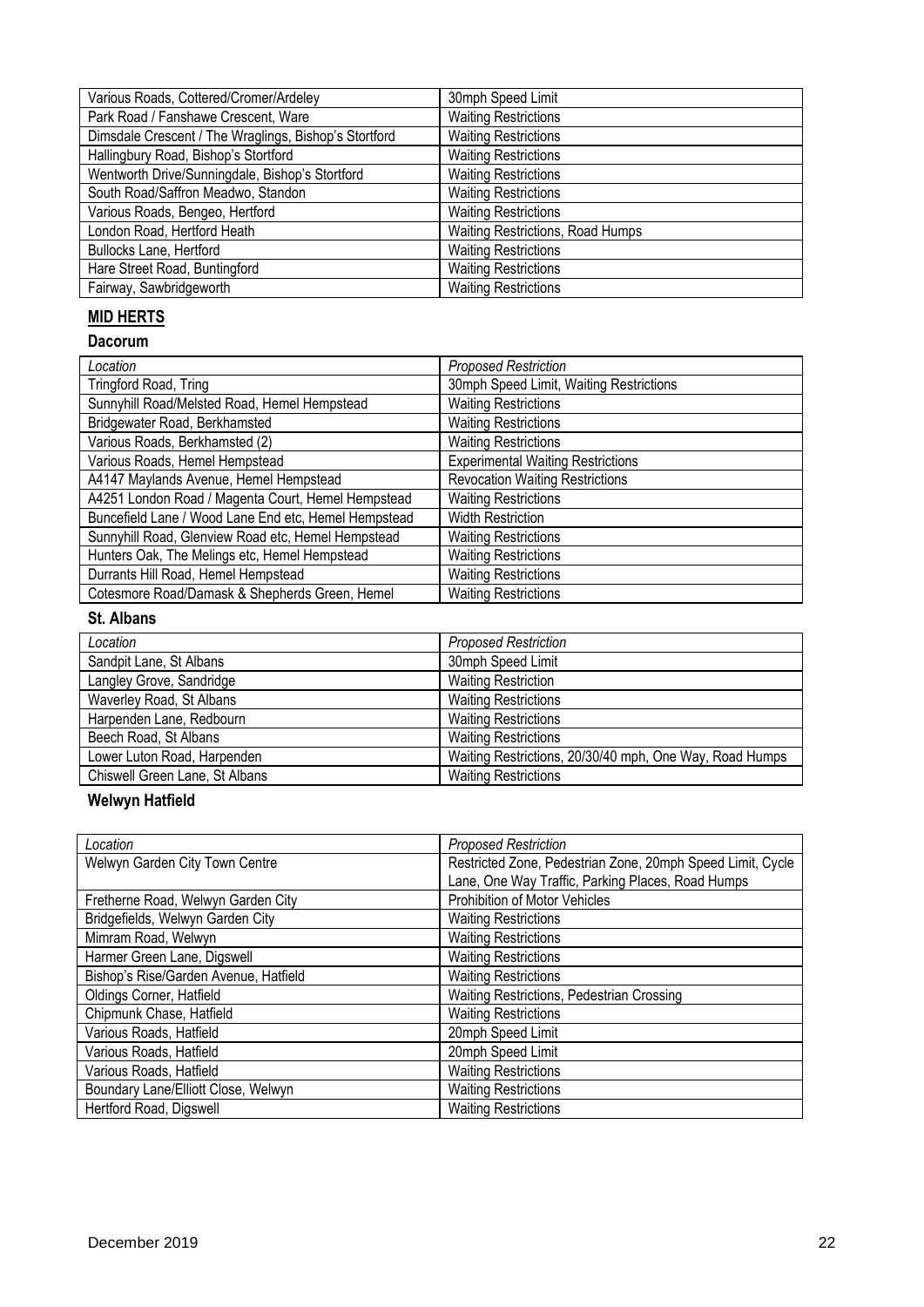| | |
|---|---|
| Various Roads, Cottered/Cromer/Ardeley | 30mph Speed Limit |
| Park Road / Fanshawe Crescent, Ware | Waiting Restrictions |
| Dimsdale Crescent / The Wraglings, Bishop's Stortford | Waiting Restrictions |
| Hallingbury Road, Bishop's Stortford | Waiting Restrictions |
| Wentworth Drive/Sunningdale, Bishop's Stortford | Waiting Restrictions |
| South Road/Saffron Meadwo, Standon | Waiting Restrictions |
| Various Roads, Bengeo, Hertford | Waiting Restrictions |
| London Road, Hertford Heath | Waiting Restrictions, Road Humps |
| Bullocks Lane, Hertford | Waiting Restrictions |
| Hare Street Road, Buntingford | Waiting Restrictions |
| Fairway, Sawbridgeworth | Waiting Restrictions |

## MID HERTS

### Dacorum

| *Location* | *Proposed Restriction* |
|---|---|
| Tringford Road, Tring | 30mph Speed Limit, Waiting Restrictions |
| Sunnyhill Road/Melsted Road, Hemel Hempstead | Waiting Restrictions |
| Bridgewater Road, Berkhamsted | Waiting Restrictions |
| Various Roads, Berkhamsted (2) | Waiting Restrictions |
| Various Roads, Hemel Hempstead | Experimental Waiting Restrictions |
| A4147 Maylands Avenue, Hemel Hempstead | Revocation Waiting Restrictions |
| A4251 London Road / Magenta Court, Hemel Hempstead | Waiting Restrictions |
| Buncefield Lane / Wood Lane End etc, Hemel Hempstead | Width Restriction |
| Sunnyhill Road, Glenview Road etc, Hemel Hempstead | Waiting Restrictions |
| Hunters Oak, The Melings etc, Hemel Hempstead | Waiting Restrictions |
| Durrants Hill Road, Hemel Hempstead | Waiting Restrictions |
| Cotesmore Road/Damask & Shepherds Green, Hemel | Waiting Restrictions |

### St. Albans

| *Location* | *Proposed Restriction* |
|---|---|
| Sandpit Lane, St Albans | 30mph Speed Limit |
| Langley Grove, Sandridge | Waiting Restriction |
| Waverley Road, St Albans | Waiting Restrictions |
| Harpenden Lane, Redbourn | Waiting Restrictions |
| Beech Road, St Albans | Waiting Restrictions |
| Lower Luton Road, Harpenden | Waiting Restrictions, 20/30/40 mph, One Way, Road Humps |
| Chiswell Green Lane, St Albans | Waiting Restrictions |

### Welwyn Hatfield

| *Location* | *Proposed Restriction* |
|---|---|
| Welwyn Garden City Town Centre | Restricted Zone, Pedestrian Zone, 20mph Speed Limit, Cycle Lane, One Way Traffic, Parking Places, Road Humps |
| Fretherne Road, Welwyn Garden City | Prohibition of Motor Vehicles |
| Bridgefields, Welwyn Garden City | Waiting Restrictions |
| Mimram Road, Welwyn | Waiting Restrictions |
| Harmer Green Lane, Digswell | Waiting Restrictions |
| Bishop's Rise/Garden Avenue, Hatfield | Waiting Restrictions |
| Oldings Corner, Hatfield | Waiting Restrictions, Pedestrian Crossing |
| Chipmunk Chase, Hatfield | Waiting Restrictions |
| Various Roads, Hatfield | 20mph Speed Limit |
| Various Roads, Hatfield | 20mph Speed Limit |
| Various Roads, Hatfield | Waiting Restrictions |
| Boundary Lane/Elliott Close, Welwyn | Waiting Restrictions |
| Hertford Road, Digswell | Waiting Restrictions |

December 2019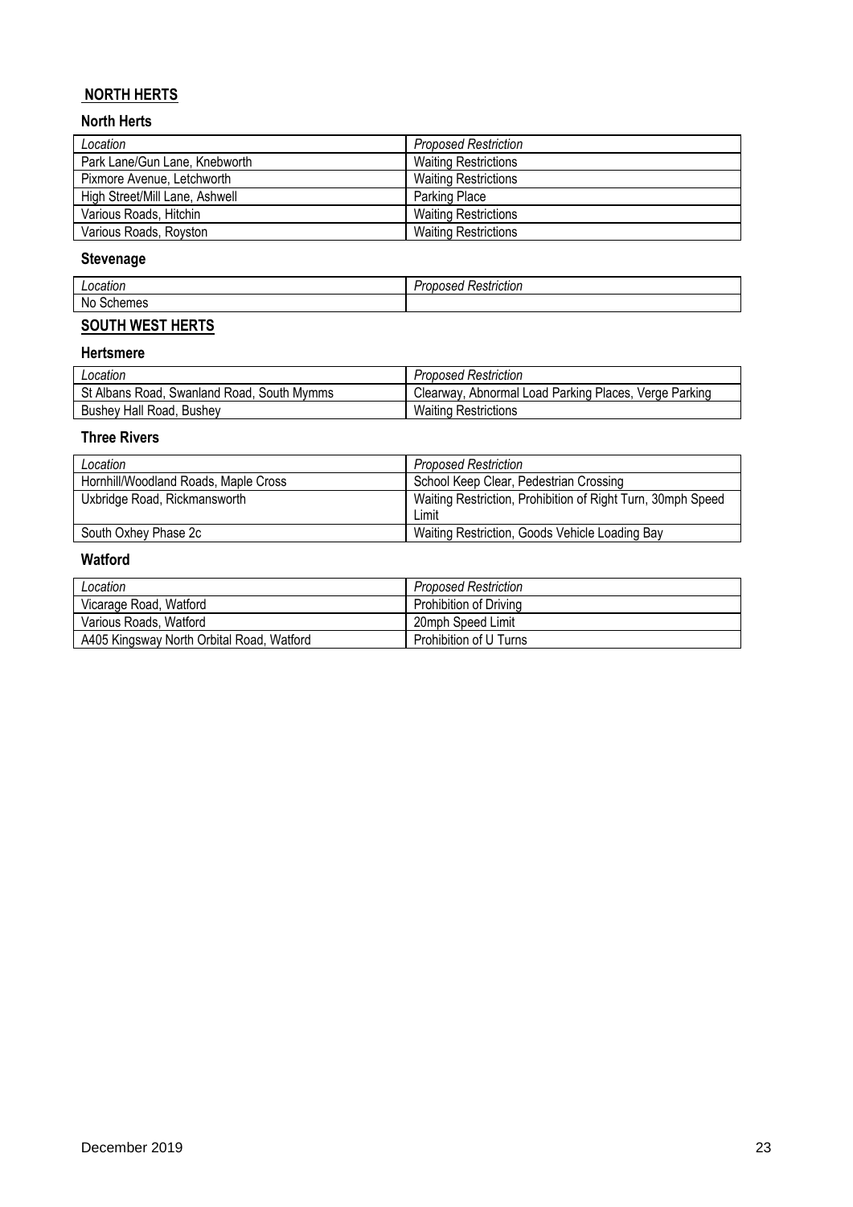## **NORTH HERTS**

### North Herts

| *Location* | *Proposed Restriction* |
|---|---|
| Park Lane/Gun Lane, Knebworth | Waiting Restrictions |
| Pixmore Avenue, Letchworth | Waiting Restrictions |
| High Street/Mill Lane, Ashwell | Parking Place |
| Various Roads, Hitchin | Waiting Restrictions |
| Various Roads, Royston | Waiting Restrictions |

### Stevenage

| *Location* | *Proposed Restriction* |
|---|---|
| No Schemes | |

## **SOUTH WEST HERTS**

### Hertsmere

| *Location* | *Proposed Restriction* |
|---|---|
| St Albans Road, Swanland Road, South Mymms | Clearway, Abnormal Load Parking Places, Verge Parking |
| Bushey Hall Road, Bushey | Waiting Restrictions |

### Three Rivers

| *Location* | *Proposed Restriction* |
|---|---|
| Hornhill/Woodland Roads, Maple Cross | School Keep Clear, Pedestrian Crossing |
| Uxbridge Road, Rickmansworth | Waiting Restriction, Prohibition of Right Turn, 30mph Speed Limit |
| South Oxhey Phase 2c | Waiting Restriction, Goods Vehicle Loading Bay |

### Watford

| *Location* | *Proposed Restriction* |
|---|---|
| Vicarage Road, Watford | Prohibition of Driving |
| Various Roads, Watford | 20mph Speed Limit |
| A405 Kingsway North Orbital Road, Watford | Prohibition of U Turns |

December 2019